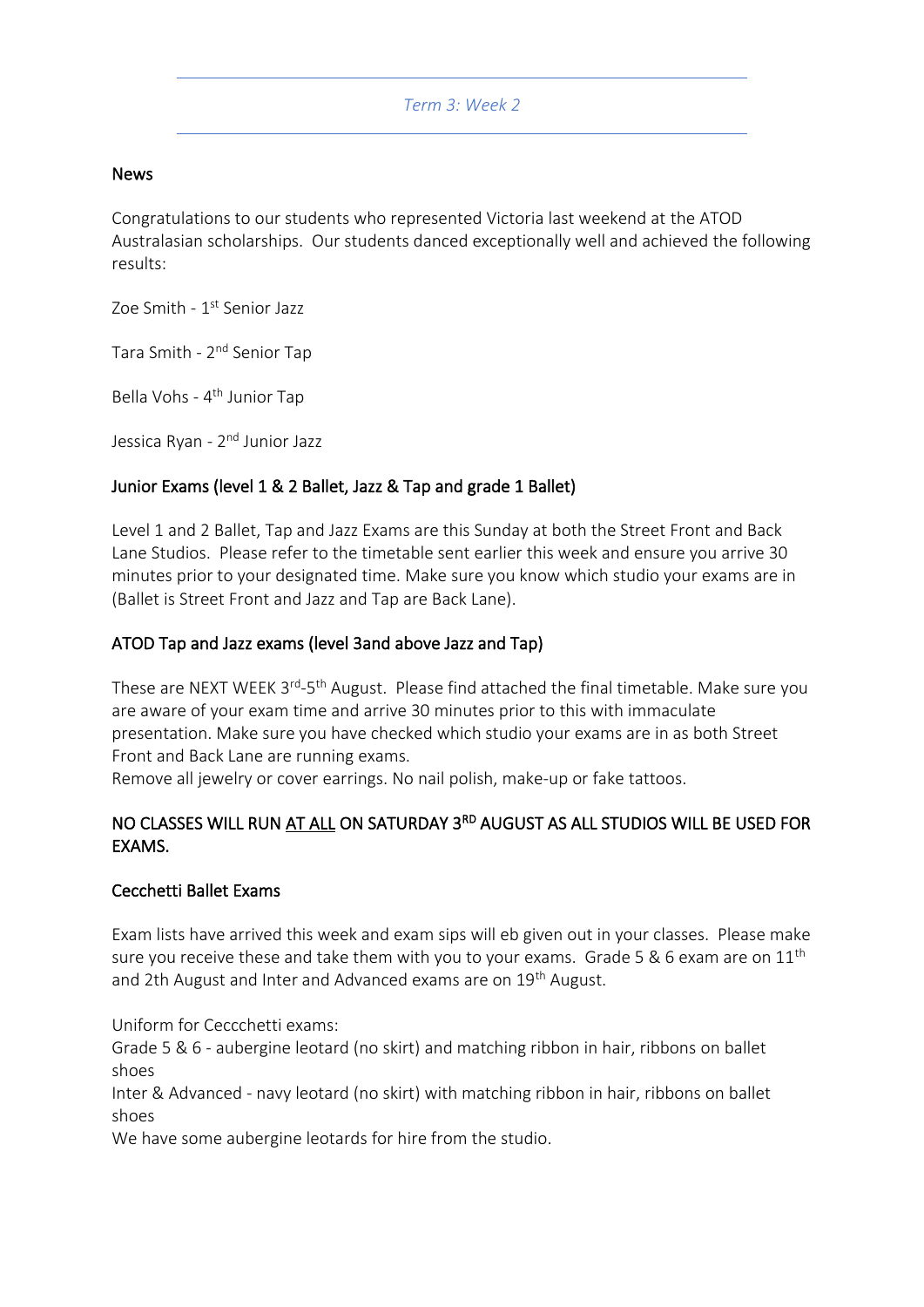*Term 3: Week 2*

## News

Congratulations to our students who represented Victoria last weekend at the ATOD Australasian scholarships. Our students danced exceptionally well and achieved the following results:

Zoe Smith - 1st Senior Jazz

Tara Smith - 2nd Senior Tap

Bella Vohs - 4th Junior Tap

Jessica Ryan - 2nd Junior Jazz

## Junior Exams (level 1 & 2 Ballet, Jazz & Tap and grade 1 Ballet)

Level 1 and 2 Ballet, Tap and Jazz Exams are this Sunday at both the Street Front and Back Lane Studios. Please refer to the timetable sent earlier this week and ensure you arrive 30 minutes prior to your designated time. Make sure you know which studio your exams are in (Ballet is Street Front and Jazz and Tap are Back Lane).

## ATOD Tap and Jazz exams (level 3and above Jazz and Tap)

These are NEXT WEEK 3rd-5th August. Please find attached the final timetable. Make sure you are aware of your exam time and arrive 30 minutes prior to this with immaculate presentation. Make sure you have checked which studio your exams are in as both Street Front and Back Lane are running exams.
Remove all jewelry or cover earrings. No nail polish, make-up or fake tattoos.

## NO CLASSES WILL RUN <u>AT ALL</u> ON SATURDAY 3RD AUGUST AS ALL STUDIOS WILL BE USED FOR EXAMS.

## Cecchetti Ballet Exams

Exam lists have arrived this week and exam sips will eb given out in your classes. Please make sure you receive these and take them with you to your exams. Grade 5 & 6 exam are on 11th and 2th August and Inter and Advanced exams are on 19th August.

Uniform for Ceccchetti exams:
Grade 5 & 6 - aubergine leotard (no skirt) and matching ribbon in hair, ribbons on ballet shoes
Inter & Advanced - navy leotard (no skirt) with matching ribbon in hair, ribbons on ballet shoes
We have some aubergine leotards for hire from the studio.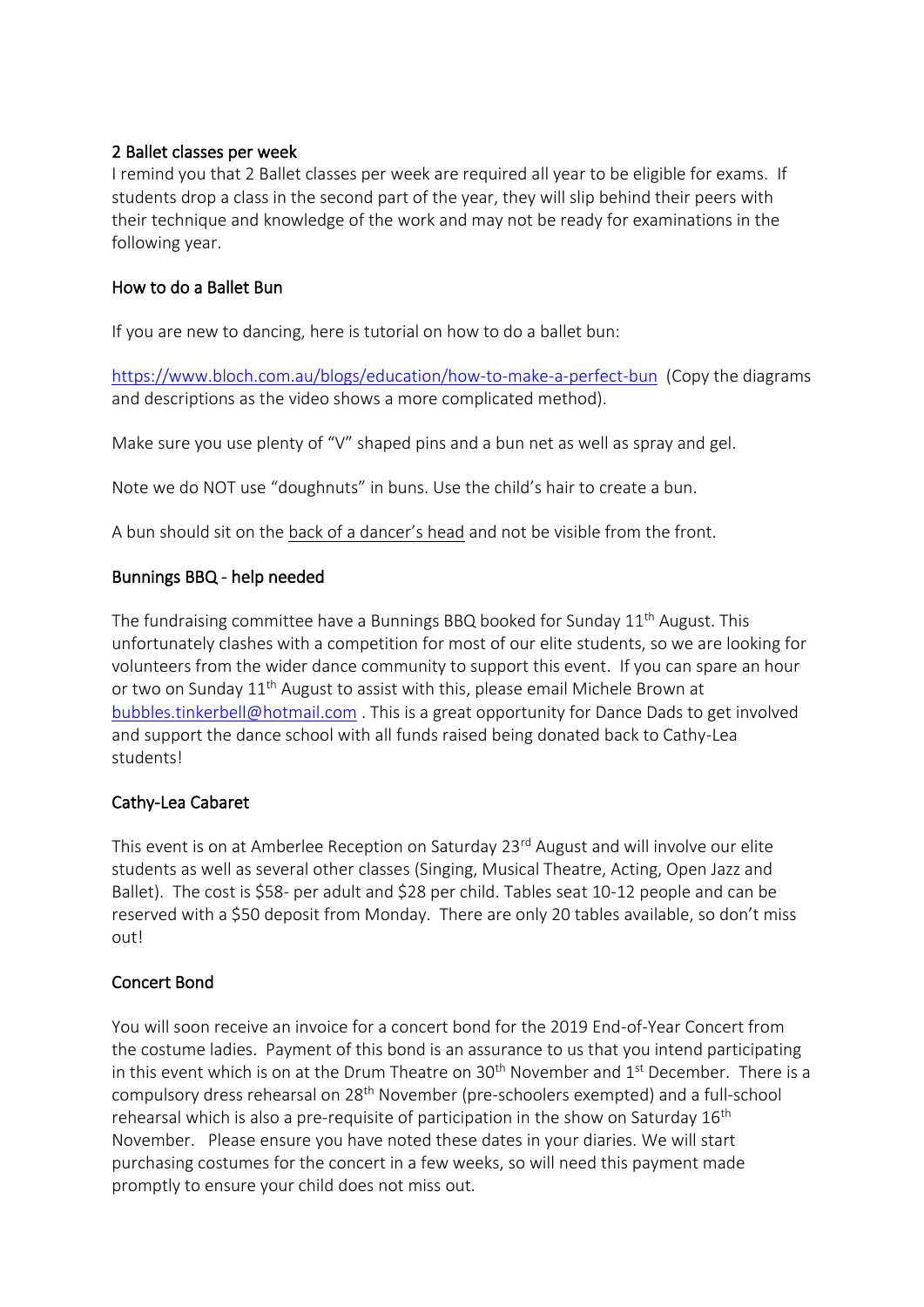## 2 Ballet classes per week

I remind you that 2 Ballet classes per week are required all year to be eligible for exams. If students drop a class in the second part of the year, they will slip behind their peers with their technique and knowledge of the work and may not be ready for examinations in the following year.

## How to do a Ballet Bun

If you are new to dancing, here is tutorial on how to do a ballet bun:

https://www.bloch.com.au/blogs/education/how-to-make-a-perfect-bun (Copy the diagrams and descriptions as the video shows a more complicated method).

Make sure you use plenty of "V" shaped pins and a bun net as well as spray and gel.

Note we do NOT use "doughnuts" in buns. Use the child's hair to create a bun.

A bun should sit on the back of a dancer's head and not be visible from the front.

## Bunnings BBQ - help needed

The fundraising committee have a Bunnings BBQ booked for Sunday 11th August. This unfortunately clashes with a competition for most of our elite students, so we are looking for volunteers from the wider dance community to support this event. If you can spare an hour or two on Sunday 11th August to assist with this, please email Michele Brown at bubbles.tinkerbell@hotmail.com . This is a great opportunity for Dance Dads to get involved and support the dance school with all funds raised being donated back to Cathy-Lea students!

## Cathy-Lea Cabaret

This event is on at Amberlee Reception on Saturday 23rd August and will involve our elite students as well as several other classes (Singing, Musical Theatre, Acting, Open Jazz and Ballet). The cost is $58- per adult and $28 per child. Tables seat 10-12 people and can be reserved with a $50 deposit from Monday. There are only 20 tables available, so don't miss out!

## Concert Bond

You will soon receive an invoice for a concert bond for the 2019 End-of-Year Concert from the costume ladies. Payment of this bond is an assurance to us that you intend participating in this event which is on at the Drum Theatre on 30th November and 1st December. There is a compulsory dress rehearsal on 28th November (pre-schoolers exempted) and a full-school rehearsal which is also a pre-requisite of participation in the show on Saturday 16th November. Please ensure you have noted these dates in your diaries. We will start purchasing costumes for the concert in a few weeks, so will need this payment made promptly to ensure your child does not miss out.